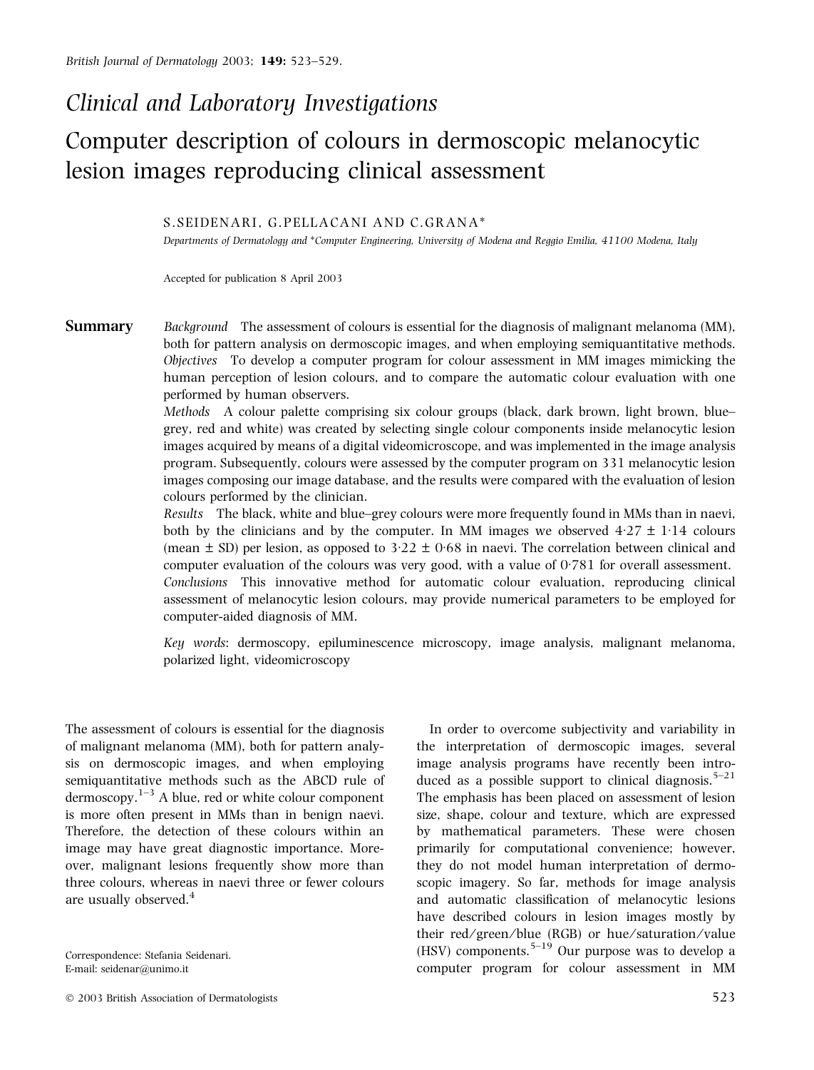*Clinical and Laboratory Investigations*

# Computer description of colours in dermoscopic melanocytic lesion images reproducing clinical assessment

S.SEIDENARI, G.PELLACANI AND C.GRANA*

*Departments of Dermatology and *Computer Engineering, University of Modena and Reggio Emilia, 41100 Modena, Italy*

Accepted for publication 8 April 2003

## Summary

*Background* The assessment of colours is essential for the diagnosis of malignant melanoma (MM), both for pattern analysis on dermoscopic images, and when employing semiquantitative methods.

*Objectives* To develop a computer program for colour assessment in MM images mimicking the human perception of lesion colours, and to compare the automatic colour evaluation with one performed by human observers.

*Methods* A colour palette comprising six colour groups (black, dark brown, light brown, blue–grey, red and white) was created by selecting single colour components inside melanocytic lesion images acquired by means of a digital videomicroscope, and was implemented in the image analysis program. Subsequently, colours were assessed by the computer program on 331 melanocytic lesion images composing our image database, and the results were compared with the evaluation of lesion colours performed by the clinician.

*Results* The black, white and blue–grey colours were more frequently found in MMs than in naevi, both by the clinicians and by the computer. In MM images we observed $4{\cdot}27 \pm 1{\cdot}14$ colours (mean ± SD) per lesion, as opposed to $3{\cdot}22 \pm 0{\cdot}68$ in naevi. The correlation between clinical and computer evaluation of the colours was very good, with a value of 0·781 for overall assessment.

*Conclusions* This innovative method for automatic colour evaluation, reproducing clinical assessment of melanocytic lesion colours, may provide numerical parameters to be employed for computer-aided diagnosis of MM.

*Key words*: dermoscopy, epiluminescence microscopy, image analysis, malignant melanoma, polarized light, videomicroscopy

The assessment of colours is essential for the diagnosis of malignant melanoma (MM), both for pattern analysis on dermoscopic images, and when employing semiquantitative methods such as the ABCD rule of dermoscopy.[1–3] A blue, red or white colour component is more often present in MMs than in benign naevi. Therefore, the detection of these colours within an image may have great diagnostic importance. Moreover, malignant lesions frequently show more than three colours, whereas in naevi three or fewer colours are usually observed.[4]

In order to overcome subjectivity and variability in the interpretation of dermoscopic images, several image analysis programs have recently been introduced as a possible support to clinical diagnosis.[5–21] The emphasis has been placed on assessment of lesion size, shape, colour and texture, which are expressed by mathematical parameters. These were chosen primarily for computational convenience; however, they do not model human interpretation of dermoscopic imagery. So far, methods for image analysis and automatic classification of melanocytic lesions have described colours in lesion images mostly by their red/green/blue (RGB) or hue/saturation/value (HSV) components.[5–19] Our purpose was to develop a computer program for colour assessment in MM

Correspondence: Stefania Seidenari.
E-mail: seidenar@unimo.it

© 2003 British Association of Dermatologists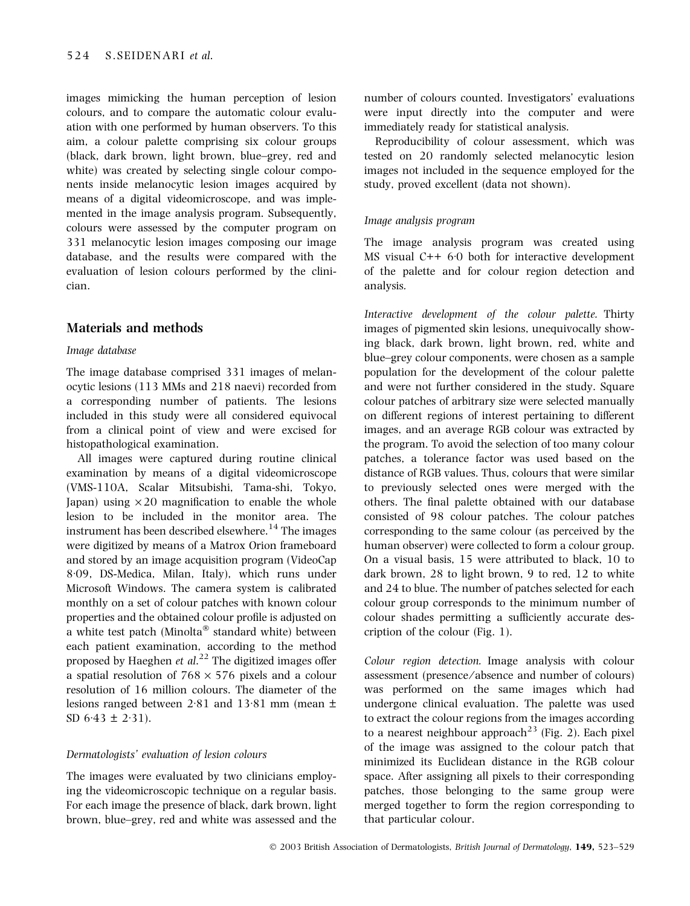images mimicking the human perception of lesion colours, and to compare the automatic colour evaluation with one performed by human observers. To this aim, a colour palette comprising six colour groups (black, dark brown, light brown, blue–grey, red and white) was created by selecting single colour components inside melanocytic lesion images acquired by means of a digital videomicroscope, and was implemented in the image analysis program. Subsequently, colours were assessed by the computer program on 331 melanocytic lesion images composing our image database, and the results were compared with the evaluation of lesion colours performed by the clinician.

## Materials and methods

### Image database

The image database comprised 331 images of melanocytic lesions (113 MMs and 218 naevi) recorded from a corresponding number of patients. The lesions included in this study were all considered equivocal from a clinical point of view and were excised for histopathological examination.

All images were captured during routine clinical examination by means of a digital videomicroscope (VMS-110A, Scalar Mitsubishi, Tama-shi, Tokyo, Japan) using $\times 20$ magnification to enable the whole lesion to be included in the monitor area. The instrument has been described elsewhere.[14] The images were digitized by means of a Matrox Orion frameboard and stored by an image acquisition program (VideoCap 8·09, DS-Medica, Milan, Italy), which runs under Microsoft Windows. The camera system is calibrated monthly on a set of colour patches with known colour properties and the obtained colour profile is adjusted on a white test patch (Minolta® standard white) between each patient examination, according to the method proposed by Haeghen *et al.*[22] The digitized images offer a spatial resolution of $768 \times 576$ pixels and a colour resolution of 16 million colours. The diameter of the lesions ranged between 2·81 and 13·81 mm (mean ± SD 6·43 ± 2·31).

### Dermatologists' evaluation of lesion colours

The images were evaluated by two clinicians employing the videomicroscopic technique on a regular basis. For each image the presence of black, dark brown, light brown, blue–grey, red and white was assessed and the number of colours counted. Investigators' evaluations were input directly into the computer and were immediately ready for statistical analysis.

Reproducibility of colour assessment, which was tested on 20 randomly selected melanocytic lesion images not included in the sequence employed for the study, proved excellent (data not shown).

### Image analysis program

The image analysis program was created using MS visual C++ 6·0 both for interactive development of the palette and for colour region detection and analysis.

*Interactive development of the colour palette.* Thirty images of pigmented skin lesions, unequivocally showing black, dark brown, light brown, red, white and blue–grey colour components, were chosen as a sample population for the development of the colour palette and were not further considered in the study. Square colour patches of arbitrary size were selected manually on different regions of interest pertaining to different images, and an average RGB colour was extracted by the program. To avoid the selection of too many colour patches, a tolerance factor was used based on the distance of RGB values. Thus, colours that were similar to previously selected ones were merged with the others. The final palette obtained with our database consisted of 98 colour patches. The colour patches corresponding to the same colour (as perceived by the human observer) were collected to form a colour group. On a visual basis, 15 were attributed to black, 10 to dark brown, 28 to light brown, 9 to red, 12 to white and 24 to blue. The number of patches selected for each colour group corresponds to the minimum number of colour shades permitting a sufficiently accurate description of the colour (Fig. 1).

*Colour region detection.* Image analysis with colour assessment (presence/absence and number of colours) was performed on the same images which had undergone clinical evaluation. The palette was used to extract the colour regions from the images according to a nearest neighbour approach[23] (Fig. 2). Each pixel of the image was assigned to the colour patch that minimized its Euclidean distance in the RGB colour space. After assigning all pixels to their corresponding patches, those belonging to the same group were merged together to form the region corresponding to that particular colour.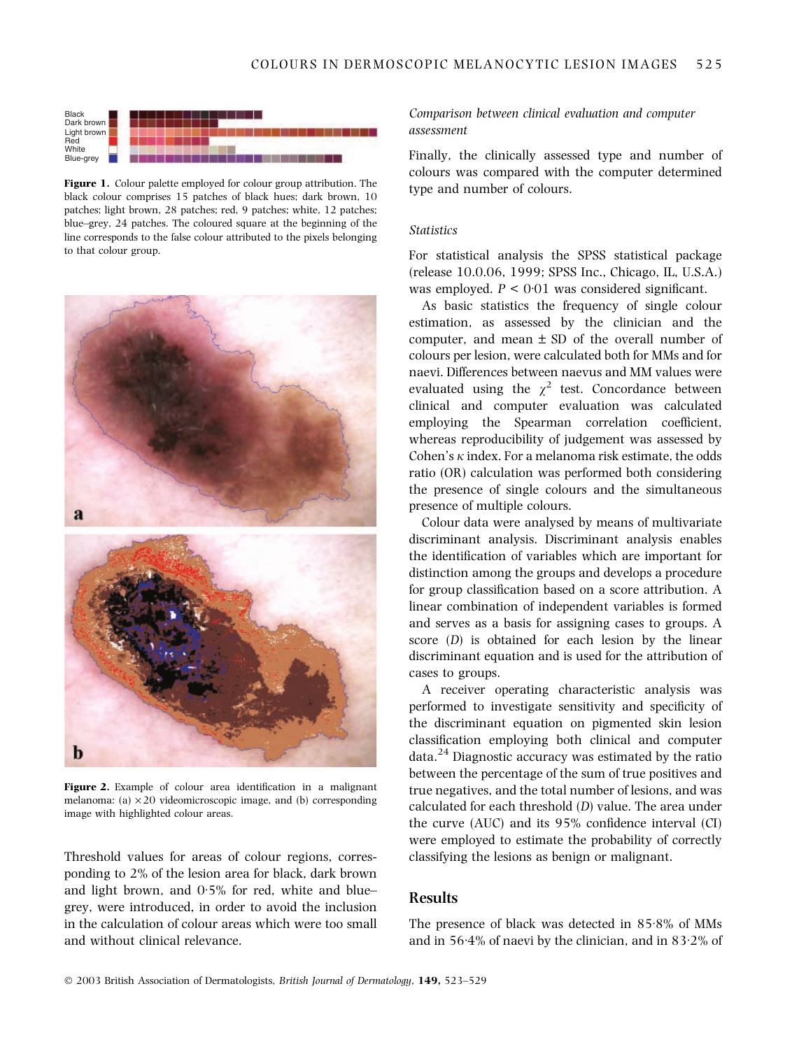Figure 1. Colour palette employed for colour group attribution. The black colour comprises 15 patches of black hues; dark brown, 10 patches; light brown, 28 patches; red, 9 patches; white, 12 patches; blue–grey, 24 patches. The coloured square at the beginning of the line corresponds to the false colour attributed to the pixels belonging to that colour group.

Figure 2. Example of colour area identification in a malignant melanoma: (a) ×20 videomicroscopic image, and (b) corresponding image with highlighted colour areas.

Threshold values for areas of colour regions, corresponding to 2% of the lesion area for black, dark brown and light brown, and 0·5% for red, white and blue–grey, were introduced, in order to avoid the inclusion in the calculation of colour areas which were too small and without clinical relevance.

*Comparison between clinical evaluation and computer assessment*

Finally, the clinically assessed type and number of colours was compared with the computer determined type and number of colours.

*Statistics*

For statistical analysis the SPSS statistical package (release 10.0.06, 1999; SPSS Inc., Chicago, IL, U.S.A.) was employed. $P < 0{\cdot}01$ was considered significant.

As basic statistics the frequency of single colour estimation, as assessed by the clinician and the computer, and mean ± SD of the overall number of colours per lesion, were calculated both for MMs and for naevi. Differences between naevus and MM values were evaluated using the $\chi^2$ test. Concordance between clinical and computer evaluation was calculated employing the Spearman correlation coefficient, whereas reproducibility of judgement was assessed by Cohen's $\kappa$ index. For a melanoma risk estimate, the odds ratio (OR) calculation was performed both considering the presence of single colours and the simultaneous presence of multiple colours.

Colour data were analysed by means of multivariate discriminant analysis. Discriminant analysis enables the identification of variables which are important for distinction among the groups and develops a procedure for group classification based on a score attribution. A linear combination of independent variables is formed and serves as a basis for assigning cases to groups. A score ($D$) is obtained for each lesion by the linear discriminant equation and is used for the attribution of cases to groups.

A receiver operating characteristic analysis was performed to investigate sensitivity and specificity of the discriminant equation on pigmented skin lesion classification employing both clinical and computer data.[24] Diagnostic accuracy was estimated by the ratio between the percentage of the sum of true positives and true negatives, and the total number of lesions, and was calculated for each threshold ($D$) value. The area under the curve (AUC) and its 95% confidence interval (CI) were employed to estimate the probability of correctly classifying the lesions as benign or malignant.

## Results

The presence of black was detected in 85·8% of MMs and in 56·4% of naevi by the clinician, and in 83·2% of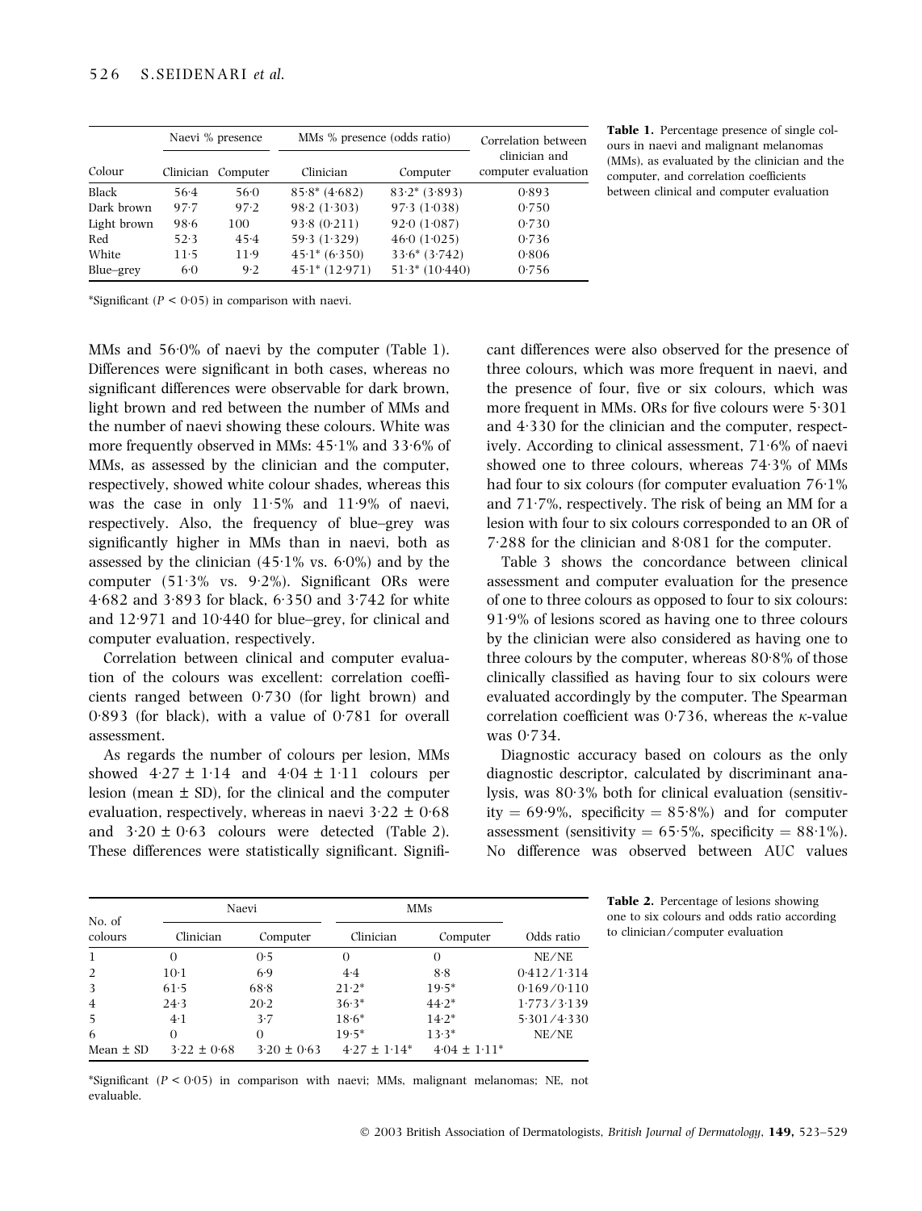| Colour | Naevi % presence | | MMs % presence (odds ratio) | | Correlation between clinician and computer evaluation |
|---|---|---|---|---|---|
| | Clinician | Computer | Clinician | Computer | |
| Black | 56·4 | 56·0 | 85·8* (4·682) | 83·2* (3·893) | 0·893 |
| Dark brown | 97·7 | 97·2 | 98·2 (1·303) | 97·3 (1·038) | 0·750 |
| Light brown | 98·6 | 100 | 93·8 (0·211) | 92·0 (1·087) | 0·730 |
| Red | 52·3 | 45·4 | 59·3 (1·329) | 46·0 (1·025) | 0·736 |
| White | 11·5 | 11·9 | 45·1* (6·350) | 33·6* (3·742) | 0·806 |
| Blue–grey | 6·0 | 9·2 | 45·1* (12·971) | 51·3* (10·440) | 0·756 |

*Significant ($P < 0·05$) in comparison with naevi.

**Table 1.** Percentage presence of single colours in naevi and malignant melanomas (MMs), as evaluated by the clinician and the computer, and correlation coefficients between clinical and computer evaluation

MMs and 56·0% of naevi by the computer (Table 1). Differences were significant in both cases, whereas no significant differences were observable for dark brown, light brown and red between the number of MMs and the number of naevi showing these colours. White was more frequently observed in MMs: 45·1% and 33·6% of MMs, as assessed by the clinician and the computer, respectively, showed white colour shades, whereas this was the case in only 11·5% and 11·9% of naevi, respectively. Also, the frequency of blue–grey was significantly higher in MMs than in naevi, both as assessed by the clinician (45·1% vs. 6·0%) and by the computer (51·3% vs. 9·2%). Significant ORs were 4·682 and 3·893 for black, 6·350 and 3·742 for white and 12·971 and 10·440 for blue–grey, for clinical and computer evaluation, respectively.

Correlation between clinical and computer evaluation of the colours was excellent: correlation coefficients ranged between 0·730 (for light brown) and 0·893 (for black), with a value of 0·781 for overall assessment.

As regards the number of colours per lesion, MMs showed 4·27 ± 1·14 and 4·04 ± 1·11 colours per lesion (mean ± SD), for the clinical and the computer evaluation, respectively, whereas in naevi 3·22 ± 0·68 and 3·20 ± 0·63 colours were detected (Table 2). These differences were statistically significant. Significant differences were also observed for the presence of three colours, which was more frequent in naevi, and the presence of four, five or six colours, which was more frequent in MMs. ORs for five colours were 5·301 and 4·330 for the clinician and the computer, respectively. According to clinical assessment, 71·6% of naevi showed one to three colours, whereas 74·3% of MMs had four to six colours (for computer evaluation 76·1% and 71·7%, respectively. The risk of being an MM for a lesion with four to six colours corresponded to an OR of 7·288 for the clinician and 8·081 for the computer.

Table 3 shows the concordance between clinical assessment and computer evaluation for the presence of one to three colours as opposed to four to six colours: 91·9% of lesions scored as having one to three colours by the clinician were also considered as having one to three colours by the computer, whereas 80·8% of those clinically classified as having four to six colours were evaluated accordingly by the computer. The Spearman correlation coefficient was 0·736, whereas the $\kappa$-value was 0·734.

Diagnostic accuracy based on colours as the only diagnostic descriptor, calculated by discriminant analysis, was 80·3% both for clinical evaluation (sensitivity = 69·9%, specificity = 85·8%) and for computer assessment (sensitivity = 65·5%, specificity = 88·1%). No difference was observed between AUC values

| No. of colours | Naevi | | MMs | | Odds ratio |
|---|---|---|---|---|---|
| | Clinician | Computer | Clinician | Computer | |
| 1 | 0 | 0·5 | 0 | 0 | NE/NE |
| 2 | 10·1 | 6·9 | 4·4 | 8·8 | 0·412/1·314 |
| 3 | 61·5 | 68·8 | 21·2* | 19·5* | 0·169/0·110 |
| 4 | 24·3 | 20·2 | 36·3* | 44·2* | 1·773/3·139 |
| 5 | 4·1 | 3·7 | 18·6* | 14·2* | 5·301/4·330 |
| 6 | 0 | 0 | 19·5* | 13·3* | NE/NE |
| Mean ± SD | 3·22 ± 0·68 | 3·20 ± 0·63 | 4·27 ± 1·14* | 4·04 ± 1·11* | |

*Significant ($P < 0·05$) in comparison with naevi; MMs, malignant melanomas; NE, not evaluable.

**Table 2.** Percentage of lesions showing one to six colours and odds ratio according to clinician/computer evaluation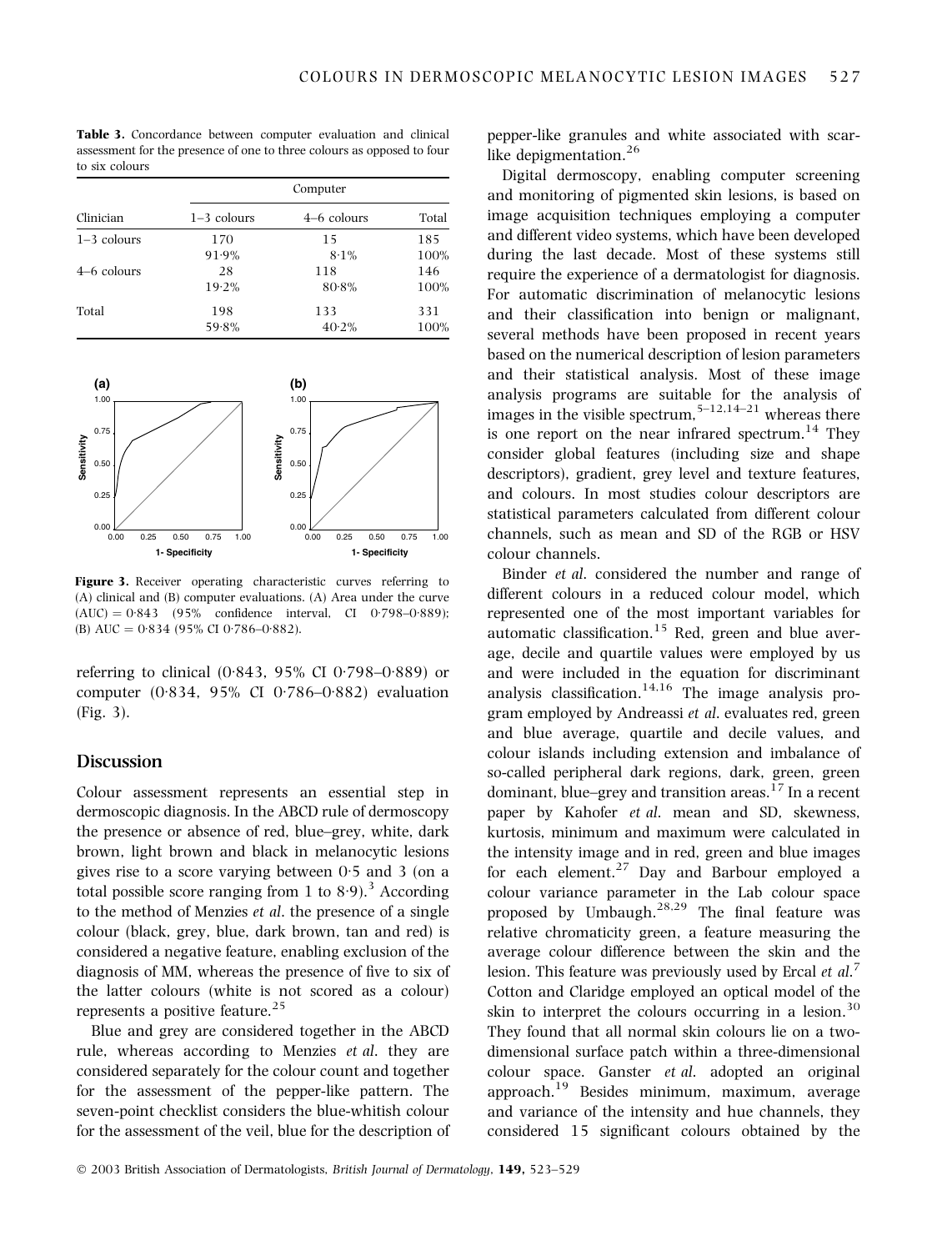**Table 3.** Concordance between computer evaluation and clinical assessment for the presence of one to three colours as opposed to four to six colours

| Clinician | Computer | | |
|---|---|---|---|
| | 1–3 colours | 4–6 colours | Total |
| 1–3 colours | 170<br>91·9% | 15<br>8·1% | 185<br>100% |
| 4–6 colours | 28<br>19·2% | 118<br>80·8% | 146<br>100% |
| Total | 198<br>59·8% | 133<br>40·2% | 331<br>100% |

**Figure 3.** Receiver operating characteristic curves referring to (A) clinical and (B) computer evaluations. (A) Area under the curve (AUC) = 0·843 (95% confidence interval, CI 0·798–0·889); (B) AUC = 0·834 (95% CI 0·786–0·882).

referring to clinical (0·843, 95% CI 0·798–0·889) or computer (0·834, 95% CI 0·786–0·882) evaluation (Fig. 3).

## Discussion

Colour assessment represents an essential step in dermoscopic diagnosis. In the ABCD rule of dermoscopy the presence or absence of red, blue–grey, white, dark brown, light brown and black in melanocytic lesions gives rise to a score varying between 0·5 and 3 (on a total possible score ranging from 1 to 8·9).[3] According to the method of Menzies *et al*. the presence of a single colour (black, grey, blue, dark brown, tan and red) is considered a negative feature, enabling exclusion of the diagnosis of MM, whereas the presence of five to six of the latter colours (white is not scored as a colour) represents a positive feature.[25]

Blue and grey are considered together in the ABCD rule, whereas according to Menzies *et al*. they are considered separately for the colour count and together for the assessment of the pepper-like pattern. The seven-point checklist considers the blue-whitish colour for the assessment of the veil, blue for the description of pepper-like granules and white associated with scar-like depigmentation.[26]

Digital dermoscopy, enabling computer screening and monitoring of pigmented skin lesions, is based on image acquisition techniques employing a computer and different video systems, which have been developed during the last decade. Most of these systems still require the experience of a dermatologist for diagnosis. For automatic discrimination of melanocytic lesions and their classification into benign or malignant, several methods have been proposed in recent years based on the numerical description of lesion parameters and their statistical analysis. Most of these image analysis programs are suitable for the analysis of images in the visible spectrum,[5–12,14–21] whereas there is one report on the near infrared spectrum.[14] They consider global features (including size and shape descriptors), gradient, grey level and texture features, and colours. In most studies colour descriptors are statistical parameters calculated from different colour channels, such as mean and SD of the RGB or HSV colour channels.

Binder *et al*. considered the number and range of different colours in a reduced colour model, which represented one of the most important variables for automatic classification.[15] Red, green and blue average, decile and quartile values were employed by us and were included in the equation for discriminant analysis classification.[14,16] The image analysis program employed by Andreassi *et al*. evaluates red, green and blue average, quartile and decile values, and colour islands including extension and imbalance of so-called peripheral dark regions, dark, green, green dominant, blue–grey and transition areas.[17] In a recent paper by Kahofer *et al*. mean and SD, skewness, kurtosis, minimum and maximum were calculated in the intensity image and in red, green and blue images for each element.[27] Day and Barbour employed a colour variance parameter in the Lab colour space proposed by Umbaugh.[28,29] The final feature was relative chromaticity green, a feature measuring the average colour difference between the skin and the lesion. This feature was previously used by Ercal *et al*.[7] Cotton and Claridge employed an optical model of the skin to interpret the colours occurring in a lesion.[30] They found that all normal skin colours lie on a two-dimensional surface patch within a three-dimensional colour space. Ganster *et al*. adopted an original approach.[19] Besides minimum, maximum, average and variance of the intensity and hue channels, they considered 15 significant colours obtained by the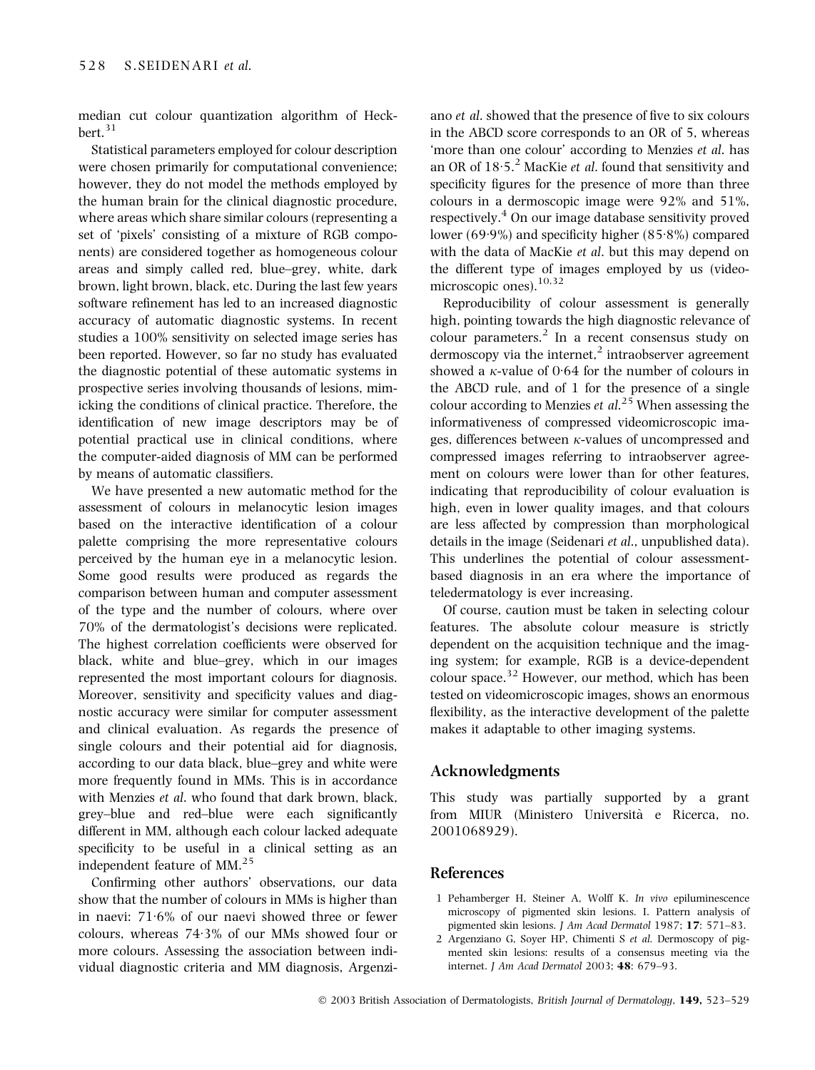median cut colour quantization algorithm of Heckbert.[31]

Statistical parameters employed for colour description were chosen primarily for computational convenience; however, they do not model the methods employed by the human brain for the clinical diagnostic procedure, where areas which share similar colours (representing a set of 'pixels' consisting of a mixture of RGB components) are considered together as homogeneous colour areas and simply called red, blue–grey, white, dark brown, light brown, black, etc. During the last few years software refinement has led to an increased diagnostic accuracy of automatic diagnostic systems. In recent studies a 100% sensitivity on selected image series has been reported. However, so far no study has evaluated the diagnostic potential of these automatic systems in prospective series involving thousands of lesions, mimicking the conditions of clinical practice. Therefore, the identification of new image descriptors may be of potential practical use in clinical conditions, where the computer-aided diagnosis of MM can be performed by means of automatic classifiers.

We have presented a new automatic method for the assessment of colours in melanocytic lesion images based on the interactive identification of a colour palette comprising the more representative colours perceived by the human eye in a melanocytic lesion. Some good results were produced as regards the comparison between human and computer assessment of the type and the number of colours, where over 70% of the dermatologist's decisions were replicated. The highest correlation coefficients were observed for black, white and blue–grey, which in our images represented the most important colours for diagnosis. Moreover, sensitivity and specificity values and diagnostic accuracy were similar for computer assessment and clinical evaluation. As regards the presence of single colours and their potential aid for diagnosis, according to our data black, blue–grey and white were more frequently found in MMs. This is in accordance with Menzies *et al.* who found that dark brown, black, grey–blue and red–blue were each significantly different in MM, although each colour lacked adequate specificity to be useful in a clinical setting as an independent feature of MM.[25]

Confirming other authors' observations, our data show that the number of colours in MMs is higher than in naevi: 71·6% of our naevi showed three or fewer colours, whereas 74·3% of our MMs showed four or more colours. Assessing the association between individual diagnostic criteria and MM diagnosis, Argenziano *et al.* showed that the presence of five to six colours in the ABCD score corresponds to an OR of 5, whereas 'more than one colour' according to Menzies *et al.* has an OR of 18·5.[2] MacKie *et al.* found that sensitivity and specificity figures for the presence of more than three colours in a dermoscopic image were 92% and 51%, respectively.[4] On our image database sensitivity proved lower (69·9%) and specificity higher (85·8%) compared with the data of MacKie *et al.* but this may depend on the different type of images employed by us (videomicroscopic ones).[10,32]

Reproducibility of colour assessment is generally high, pointing towards the high diagnostic relevance of colour parameters.[2] In a recent consensus study on dermoscopy via the internet,[2] intraobserver agreement showed a $\kappa$-value of 0·64 for the number of colours in the ABCD rule, and of 1 for the presence of a single colour according to Menzies *et al.*[25] When assessing the informativeness of compressed videomicroscopic images, differences between $\kappa$-values of uncompressed and compressed images referring to intraobserver agreement on colours were lower than for other features, indicating that reproducibility of colour evaluation is high, even in lower quality images, and that colours are less affected by compression than morphological details in the image (Seidenari *et al.*, unpublished data). This underlines the potential of colour assessment-based diagnosis in an era where the importance of teledermatology is ever increasing.

Of course, caution must be taken in selecting colour features. The absolute colour measure is strictly dependent on the acquisition technique and the imaging system; for example, RGB is a device-dependent colour space.[32] However, our method, which has been tested on videomicroscopic images, shows an enormous flexibility, as the interactive development of the palette makes it adaptable to other imaging systems.

## Acknowledgments

This study was partially supported by a grant from MIUR (Ministero Università e Ricerca, no. 2001068929).

## References

1. Pehamberger H, Steiner A, Wolff K. *In vivo* epiluminescence microscopy of pigmented skin lesions. I. Pattern analysis of pigmented skin lesions. *J Am Acad Dermatol* 1987; **17**: 571–83.
2. Argenziano G, Soyer HP, Chimenti S *et al.* Dermoscopy of pigmented skin lesions: results of a consensus meeting via the internet. *J Am Acad Dermatol* 2003; **48**: 679–93.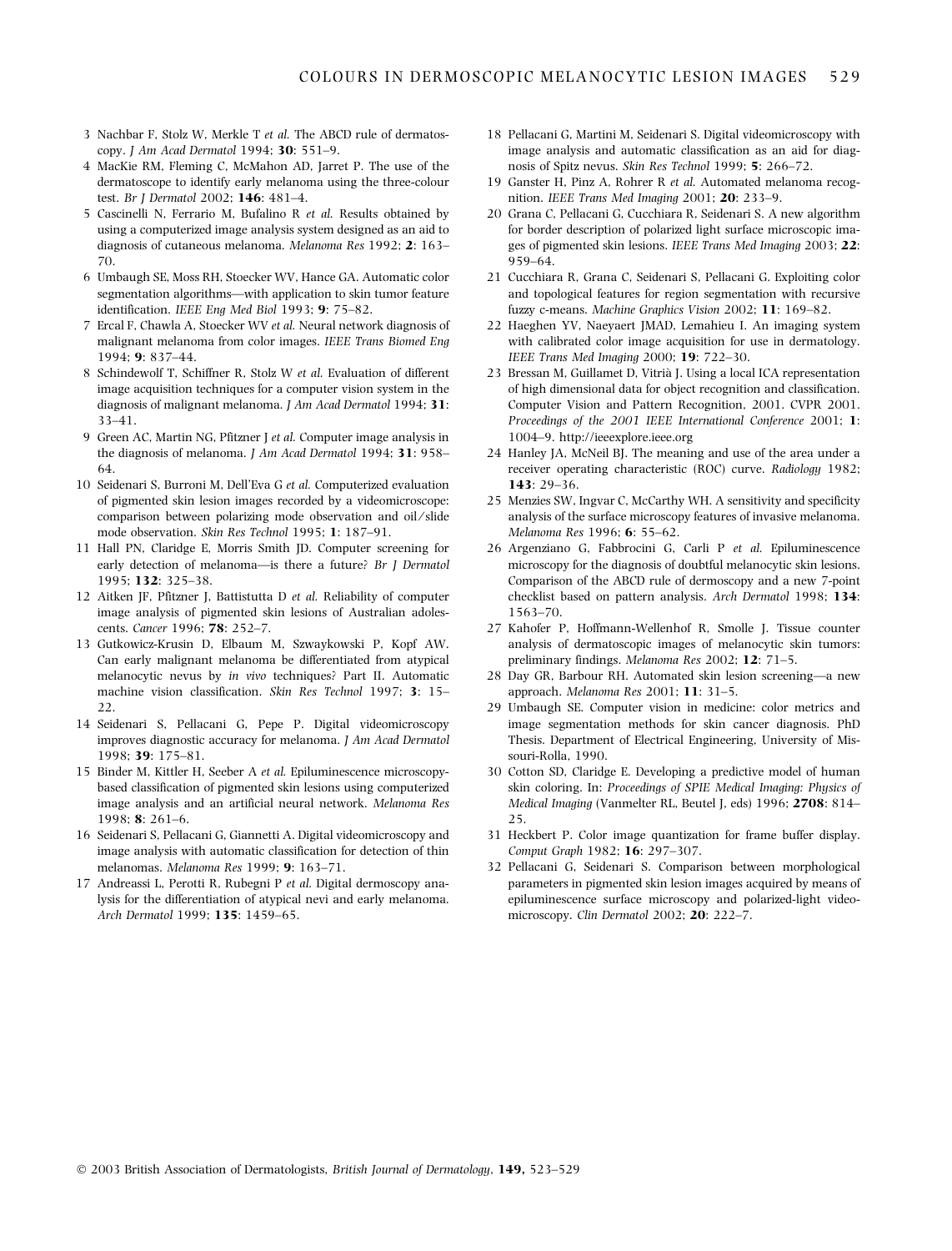3 Nachbar F, Stolz W, Merkle T *et al.* The ABCD rule of dermatoscopy. *J Am Acad Dermatol* 1994; **30**: 551–9.

4 MacKie RM, Fleming C, McMahon AD, Jarret P. The use of the dermatoscope to identify early melanoma using the three-colour test. *Br J Dermatol* 2002; **146**: 481–4.

5 Cascinelli N, Ferrario M, Bufalino R *et al.* Results obtained by using a computerized image analysis system designed as an aid to diagnosis of cutaneous melanoma. *Melanoma Res* 1992; **2**: 163–70.

6 Umbaugh SE, Moss RH, Stoecker WV, Hance GA. Automatic color segmentation algorithms—with application to skin tumor feature identification. *IEEE Eng Med Biol* 1993; **9**: 75–82.

7 Ercal F, Chawla A, Stoecker WV *et al.* Neural network diagnosis of malignant melanoma from color images. *IEEE Trans Biomed Eng* 1994; **9**: 837–44.

8 Schindewolf T, Schiffner R, Stolz W *et al.* Evaluation of different image acquisition techniques for a computer vision system in the diagnosis of malignant melanoma. *J Am Acad Dermatol* 1994; **31**: 33–41.

9 Green AC, Martin NG, Pfitzner J *et al.* Computer image analysis in the diagnosis of melanoma. *J Am Acad Dermatol* 1994; **31**: 958–64.

10 Seidenari S, Burroni M, Dell'Eva G *et al.* Computerized evaluation of pigmented skin lesion images recorded by a videomicroscope: comparison between polarizing mode observation and oil/slide mode observation. *Skin Res Technol* 1995; **1**: 187–91.

11 Hall PN, Claridge E, Morris Smith JD. Computer screening for early detection of melanoma—is there a future? *Br J Dermatol* 1995; **132**: 325–38.

12 Aitken JF, Pfitzner J, Battistutta D *et al.* Reliability of computer image analysis of pigmented skin lesions of Australian adolescents. *Cancer* 1996; **78**: 252–7.

13 Gutkowicz-Krusin D, Elbaum M, Szwaykowski P, Kopf AW. Can early malignant melanoma be differentiated from atypical melanocytic nevus by *in vivo* techniques? Part II. Automatic machine vision classification. *Skin Res Technol* 1997; **3**: 15–22.

14 Seidenari S, Pellacani G, Pepe P. Digital videomicroscopy improves diagnostic accuracy for melanoma. *J Am Acad Dermatol* 1998; **39**: 175–81.

15 Binder M, Kittler H, Seeber A *et al.* Epiluminescence microscopy-based classification of pigmented skin lesions using computerized image analysis and an artificial neural network. *Melanoma Res* 1998; **8**: 261–6.

16 Seidenari S, Pellacani G, Giannetti A. Digital videomicroscopy and image analysis with automatic classification for detection of thin melanomas. *Melanoma Res* 1999; **9**: 163–71.

17 Andreassi L, Perotti R, Rubegni P *et al.* Digital dermoscopy analysis for the differentiation of atypical nevi and early melanoma. *Arch Dermatol* 1999; **135**: 1459–65.

18 Pellacani G, Martini M, Seidenari S. Digital videomicroscopy with image analysis and automatic classification as an aid for diagnosis of Spitz nevus. *Skin Res Technol* 1999; **5**: 266–72.

19 Ganster H, Pinz A, Rohrer R *et al.* Automated melanoma recognition. *IEEE Trans Med Imaging* 2001; **20**: 233–9.

20 Grana C, Pellacani G, Cucchiara R, Seidenari S. A new algorithm for border description of polarized light surface microscopic images of pigmented skin lesions. *IEEE Trans Med Imaging* 2003; **22**: 959–64.

21 Cucchiara R, Grana C, Seidenari S, Pellacani G. Exploiting color and topological features for region segmentation with recursive fuzzy c-means. *Machine Graphics Vision* 2002; **11**: 169–82.

22 Haeghen YV, Naeyaert JMAD, Lemahieu I. An imaging system with calibrated color image acquisition for use in dermatology. *IEEE Trans Med Imaging* 2000; **19**: 722–30.

23 Bressan M, Guillamet D, Vitrià J. Using a local ICA representation of high dimensional data for object recognition and classification. Computer Vision and Pattern Recognition, 2001. CVPR 2001. *Proceedings of the 2001 IEEE International Conference* 2001; **1**: 1004–9. http://ieeexplore.ieee.org

24 Hanley JA, McNeil BJ. The meaning and use of the area under a receiver operating characteristic (ROC) curve. *Radiology* 1982; **143**: 29–36.

25 Menzies SW, Ingvar C, McCarthy WH. A sensitivity and specificity analysis of the surface microscopy features of invasive melanoma. *Melanoma Res* 1996; **6**: 55–62.

26 Argenziano G, Fabbrocini G, Carli P *et al.* Epiluminescence microscopy for the diagnosis of doubtful melanocytic skin lesions. Comparison of the ABCD rule of dermoscopy and a new 7-point checklist based on pattern analysis. *Arch Dermatol* 1998; **134**: 1563–70.

27 Kahofer P, Hoffmann-Wellenhof R, Smolle J. Tissue counter analysis of dermatoscopic images of melanocytic skin tumors: preliminary findings. *Melanoma Res* 2002; **12**: 71–5.

28 Day GR, Barbour RH. Automated skin lesion screening—a new approach. *Melanoma Res* 2001; **11**: 31–5.

29 Umbaugh SE. Computer vision in medicine: color metrics and image segmentation methods for skin cancer diagnosis. PhD Thesis. Department of Electrical Engineering, University of Missouri-Rolla, 1990.

30 Cotton SD, Claridge E. Developing a predictive model of human skin coloring. In: *Proceedings of SPIE Medical Imaging: Physics of Medical Imaging* (Vanmelter RL, Beutel J, eds) 1996; **2708**: 814–25.

31 Heckbert P. Color image quantization for frame buffer display. *Comput Graph* 1982; **16**: 297–307.

32 Pellacani G, Seidenari S. Comparison between morphological parameters in pigmented skin lesion images acquired by means of epiluminescence surface microscopy and polarized-light videomicroscopy. *Clin Dermatol* 2002; **20**: 222–7.